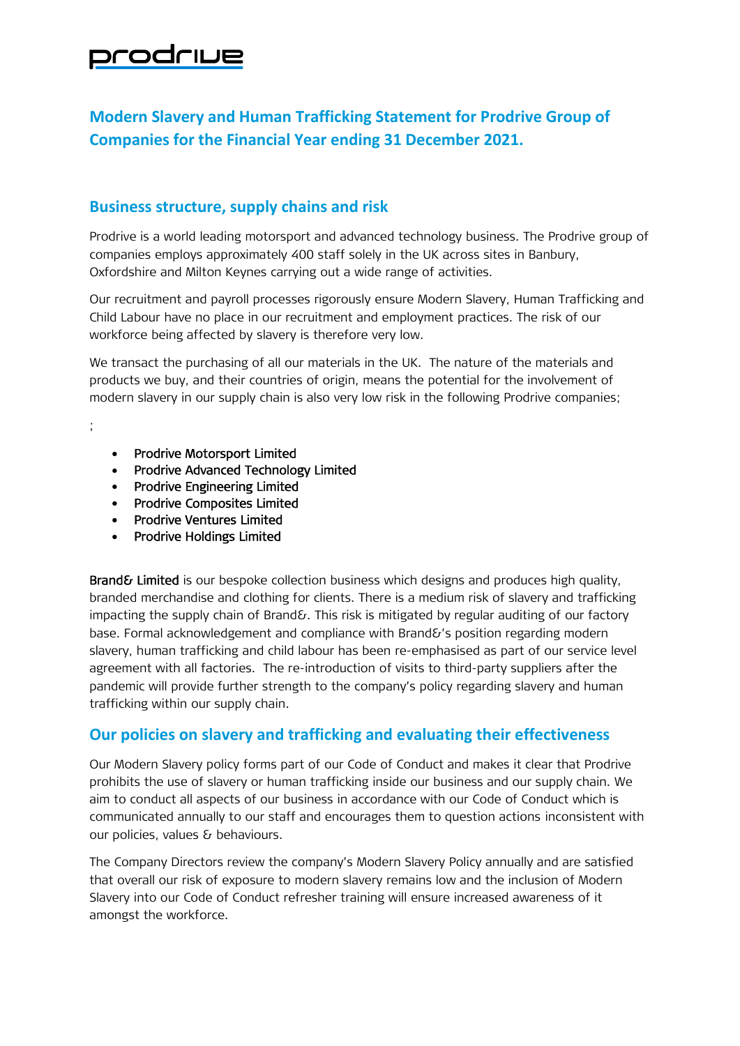prodrive

# Modern Slavery and Human Trafficking Statement for Prodrive Group of Companies for the Financial Year ending 31 December 2021.

## Business structure, supply chains and risk

Prodrive is a world leading motorsport and advanced technology business. The Prodrive group of companies employs approximately 400 staff solely in the UK across sites in Banbury, Oxfordshire and Milton Keynes carrying out a wide range of activities.

Our recruitment and payroll processes rigorously ensure Modern Slavery, Human Trafficking and Child Labour have no place in our recruitment and employment practices. The risk of our workforce being affected by slavery is therefore very low.

We transact the purchasing of all our materials in the UK. The nature of the materials and products we buy, and their countries of origin, means the potential for the involvement of modern slavery in our supply chain is also very low risk in the following Prodrive companies;

;

- Prodrive Motorsport Limited
- Prodrive Advanced Technology Limited
- Prodrive Engineering Limited
- Prodrive Composites Limited
- Prodrive Ventures Limited
- Prodrive Holdings Limited

Brand& Limited is our bespoke collection business which designs and produces high quality, branded merchandise and clothing for clients. There is a medium risk of slavery and trafficking impacting the supply chain of Brand&. This risk is mitigated by regular auditing of our factory base. Formal acknowledgement and compliance with Brand&'s position regarding modern slavery, human trafficking and child labour has been re-emphasised as part of our service level agreement with all factories. The re-introduction of visits to third-party suppliers after the pandemic will provide further strength to the company's policy regarding slavery and human trafficking within our supply chain.

## Our policies on slavery and trafficking and evaluating their effectiveness

Our Modern Slavery policy forms part of our Code of Conduct and makes it clear that Prodrive prohibits the use of slavery or human trafficking inside our business and our supply chain. We aim to conduct all aspects of our business in accordance with our Code of Conduct which is communicated annually to our staff and encourages them to question actions inconsistent with our policies, values & behaviours.

The Company Directors review the company's Modern Slavery Policy annually and are satisfied that overall our risk of exposure to modern slavery remains low and the inclusion of Modern Slavery into our Code of Conduct refresher training will ensure increased awareness of it amongst the workforce.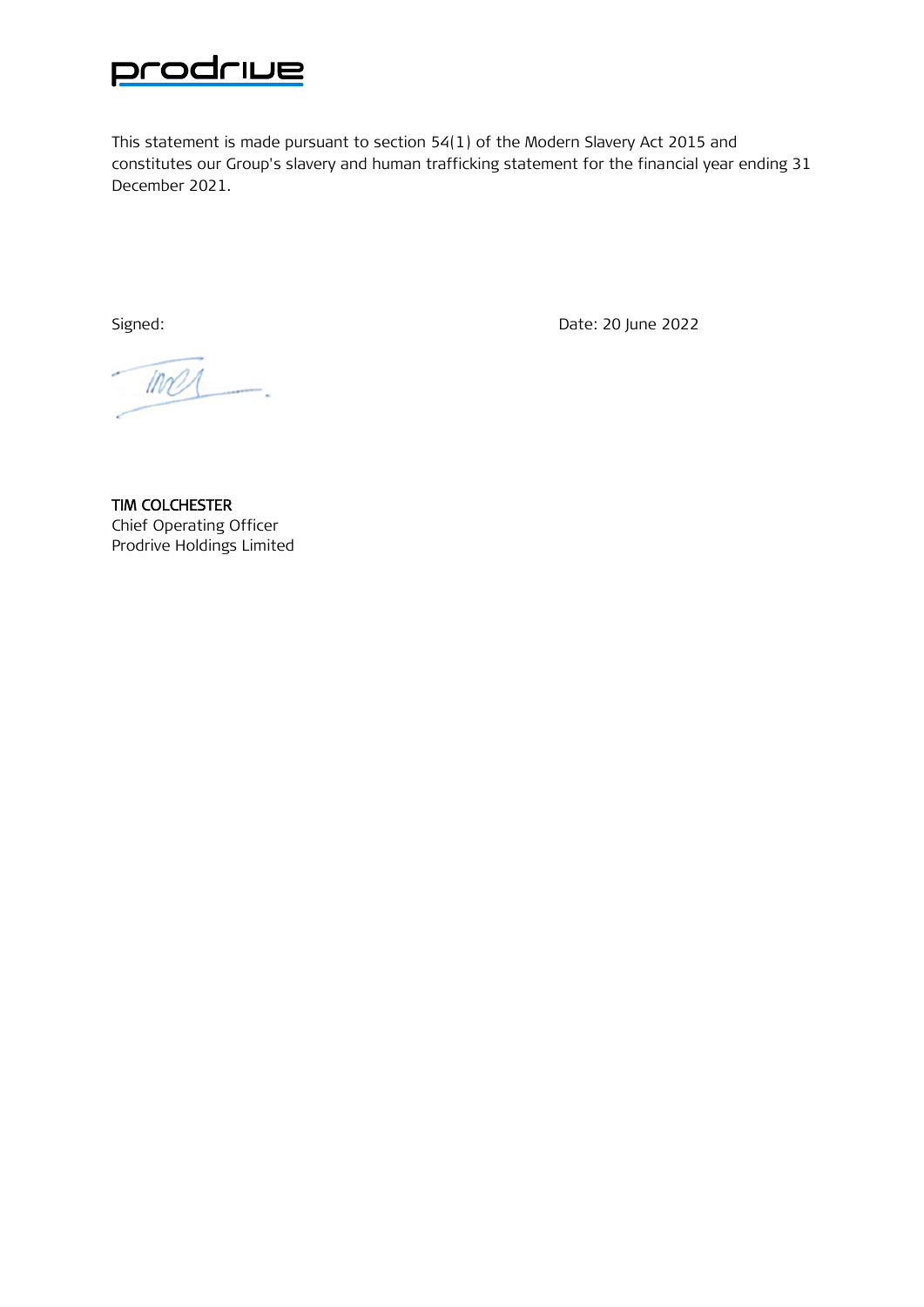prodrive

This statement is made pursuant to section 54(1) of the Modern Slavery Act 2015 and constitutes our Group's slavery and human trafficking statement for the financial year ending 31 December 2021.

Signed:

Date: 20 June 2022

**TIM COLCHESTER**
Chief Operating Officer
Prodrive Holdings Limited